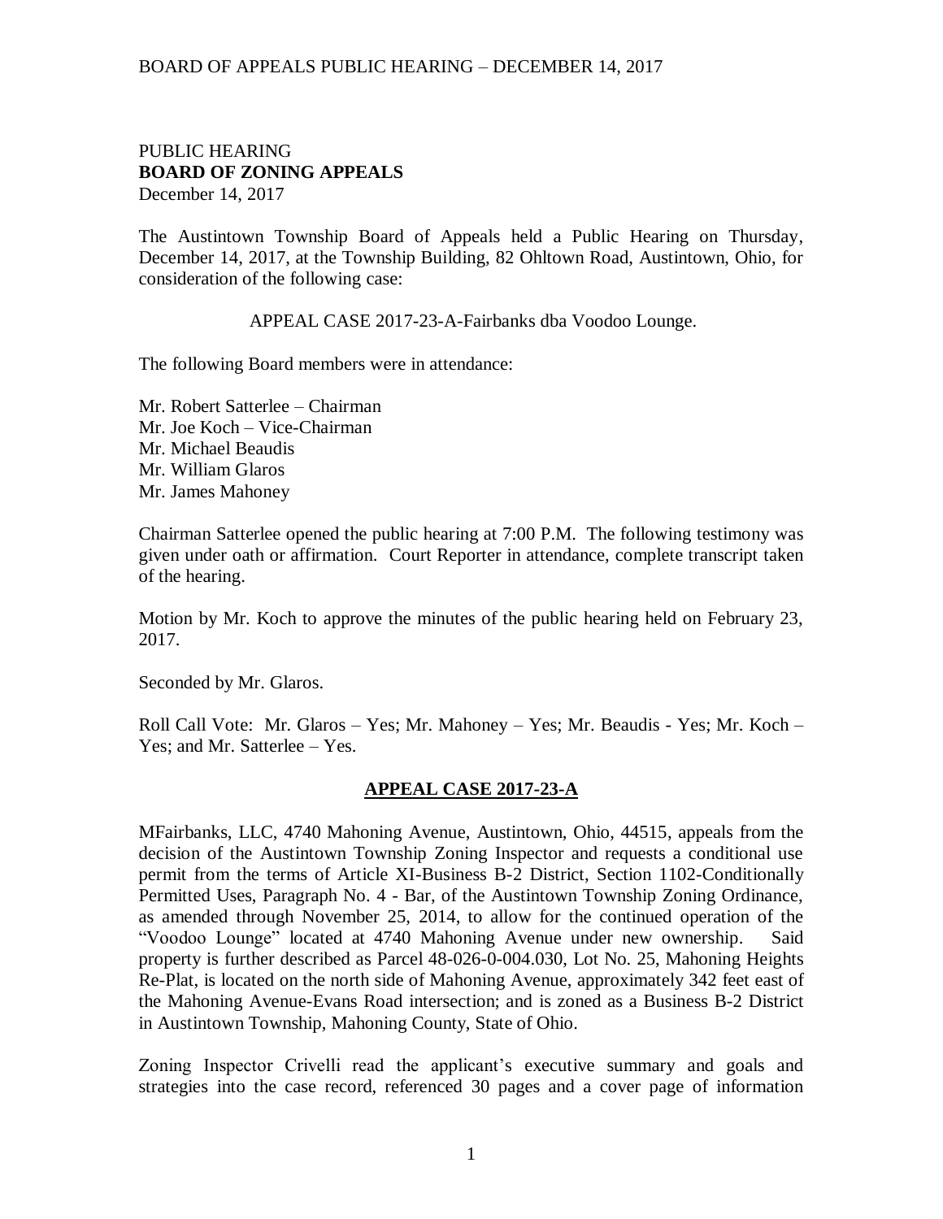PUBLIC HEARING
**BOARD OF ZONING APPEALS**
December 14, 2017

The Austintown Township Board of Appeals held a Public Hearing on Thursday, December 14, 2017, at the Township Building, 82 Ohltown Road, Austintown, Ohio, for consideration of the following case:

APPEAL CASE 2017-23-A-Fairbanks dba Voodoo Lounge.

The following Board members were in attendance:

Mr. Robert Satterlee – Chairman
Mr. Joe Koch – Vice-Chairman
Mr. Michael Beaudis
Mr. William Glaros
Mr. James Mahoney

Chairman Satterlee opened the public hearing at 7:00 P.M. The following testimony was given under oath or affirmation. Court Reporter in attendance, complete transcript taken of the hearing.

Motion by Mr. Koch to approve the minutes of the public hearing held on February 23, 2017.

Seconded by Mr. Glaros.

Roll Call Vote: Mr. Glaros – Yes; Mr. Mahoney – Yes; Mr. Beaudis - Yes; Mr. Koch – Yes; and Mr. Satterlee – Yes.

**APPEAL CASE 2017-23-A**

MFairbanks, LLC, 4740 Mahoning Avenue, Austintown, Ohio, 44515, appeals from the decision of the Austintown Township Zoning Inspector and requests a conditional use permit from the terms of Article XI-Business B-2 District, Section 1102-Conditionally Permitted Uses, Paragraph No. 4 - Bar, of the Austintown Township Zoning Ordinance, as amended through November 25, 2014, to allow for the continued operation of the "Voodoo Lounge" located at 4740 Mahoning Avenue under new ownership. Said property is further described as Parcel 48-026-0-004.030, Lot No. 25, Mahoning Heights Re-Plat, is located on the north side of Mahoning Avenue, approximately 342 feet east of the Mahoning Avenue-Evans Road intersection; and is zoned as a Business B-2 District in Austintown Township, Mahoning County, State of Ohio.

Zoning Inspector Crivelli read the applicant's executive summary and goals and strategies into the case record, referenced 30 pages and a cover page of information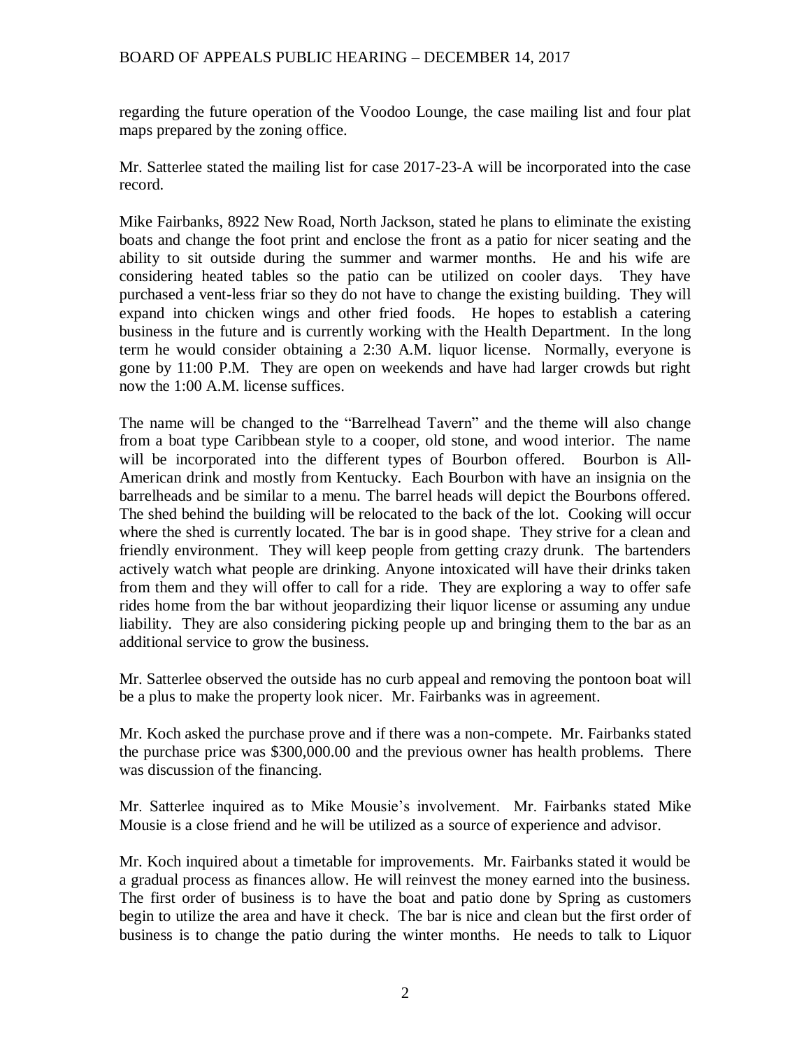regarding the future operation of the Voodoo Lounge, the case mailing list and four plat maps prepared by the zoning office.

Mr. Satterlee stated the mailing list for case 2017-23-A will be incorporated into the case record.

Mike Fairbanks, 8922 New Road, North Jackson, stated he plans to eliminate the existing boats and change the foot print and enclose the front as a patio for nicer seating and the ability to sit outside during the summer and warmer months. He and his wife are considering heated tables so the patio can be utilized on cooler days. They have purchased a vent-less friar so they do not have to change the existing building. They will expand into chicken wings and other fried foods. He hopes to establish a catering business in the future and is currently working with the Health Department. In the long term he would consider obtaining a 2:30 A.M. liquor license. Normally, everyone is gone by 11:00 P.M. They are open on weekends and have had larger crowds but right now the 1:00 A.M. license suffices.

The name will be changed to the "Barrelhead Tavern" and the theme will also change from a boat type Caribbean style to a cooper, old stone, and wood interior. The name will be incorporated into the different types of Bourbon offered. Bourbon is All-American drink and mostly from Kentucky. Each Bourbon with have an insignia on the barrelheads and be similar to a menu. The barrel heads will depict the Bourbons offered. The shed behind the building will be relocated to the back of the lot. Cooking will occur where the shed is currently located. The bar is in good shape. They strive for a clean and friendly environment. They will keep people from getting crazy drunk. The bartenders actively watch what people are drinking. Anyone intoxicated will have their drinks taken from them and they will offer to call for a ride. They are exploring a way to offer safe rides home from the bar without jeopardizing their liquor license or assuming any undue liability. They are also considering picking people up and bringing them to the bar as an additional service to grow the business.

Mr. Satterlee observed the outside has no curb appeal and removing the pontoon boat will be a plus to make the property look nicer. Mr. Fairbanks was in agreement.

Mr. Koch asked the purchase prove and if there was a non-compete. Mr. Fairbanks stated the purchase price was $300,000.00 and the previous owner has health problems. There was discussion of the financing.

Mr. Satterlee inquired as to Mike Mousie's involvement. Mr. Fairbanks stated Mike Mousie is a close friend and he will be utilized as a source of experience and advisor.

Mr. Koch inquired about a timetable for improvements. Mr. Fairbanks stated it would be a gradual process as finances allow. He will reinvest the money earned into the business. The first order of business is to have the boat and patio done by Spring as customers begin to utilize the area and have it check. The bar is nice and clean but the first order of business is to change the patio during the winter months. He needs to talk to Liquor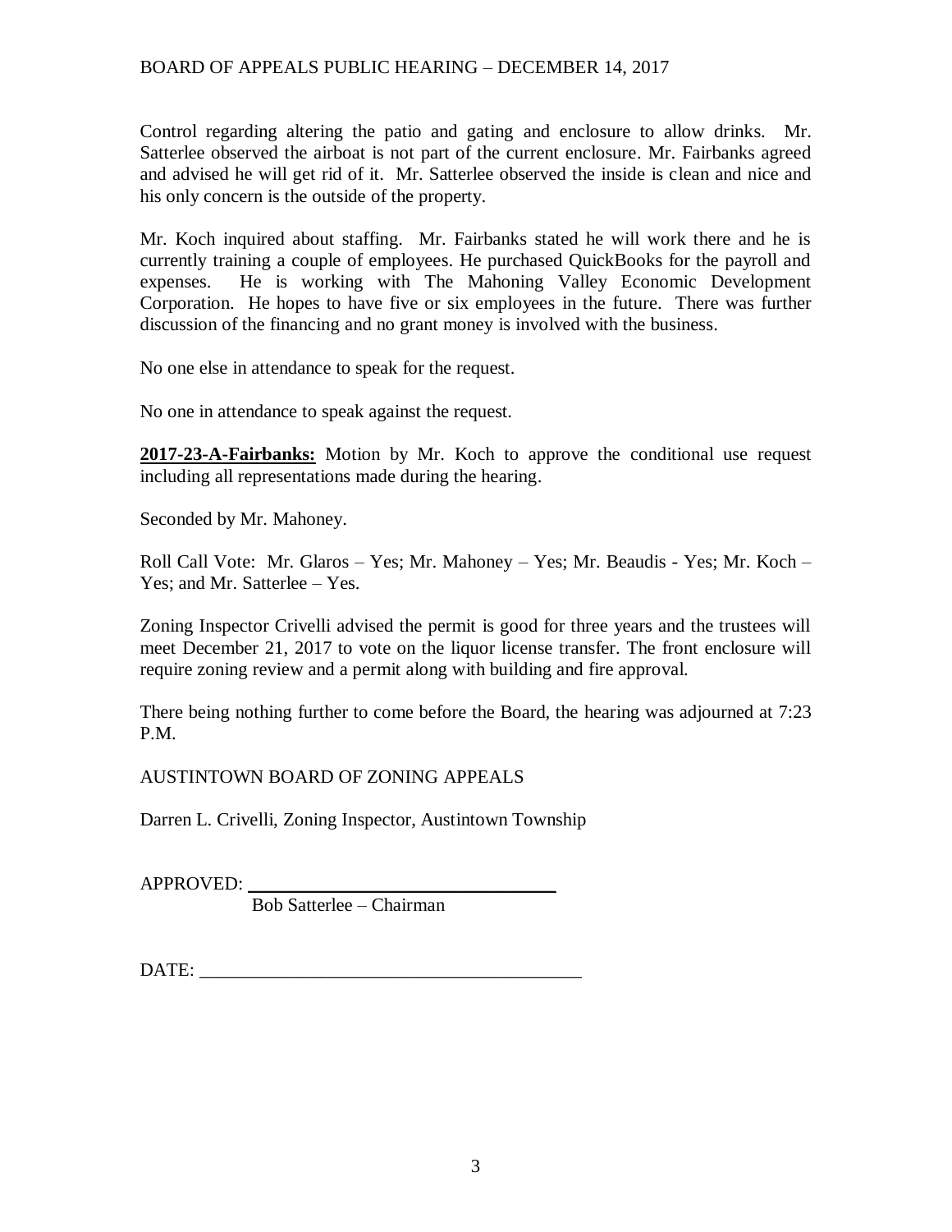Control regarding altering the patio and gating and enclosure to allow drinks. Mr. Satterlee observed the airboat is not part of the current enclosure. Mr. Fairbanks agreed and advised he will get rid of it. Mr. Satterlee observed the inside is clean and nice and his only concern is the outside of the property.

Mr. Koch inquired about staffing. Mr. Fairbanks stated he will work there and he is currently training a couple of employees. He purchased QuickBooks for the payroll and expenses. He is working with The Mahoning Valley Economic Development Corporation. He hopes to have five or six employees in the future. There was further discussion of the financing and no grant money is involved with the business.

No one else in attendance to speak for the request.

No one in attendance to speak against the request.

**2017-23-A-Fairbanks:** Motion by Mr. Koch to approve the conditional use request including all representations made during the hearing.

Seconded by Mr. Mahoney.

Roll Call Vote: Mr. Glaros – Yes; Mr. Mahoney – Yes; Mr. Beaudis - Yes; Mr. Koch – Yes; and Mr. Satterlee – Yes.

Zoning Inspector Crivelli advised the permit is good for three years and the trustees will meet December 21, 2017 to vote on the liquor license transfer. The front enclosure will require zoning review and a permit along with building and fire approval.

There being nothing further to come before the Board, the hearing was adjourned at 7:23 P.M.

AUSTINTOWN BOARD OF ZONING APPEALS

Darren L. Crivelli, Zoning Inspector, Austintown Township

APPROVED: ________________________________
Bob Satterlee – Chairman

DATE: ________________________________________